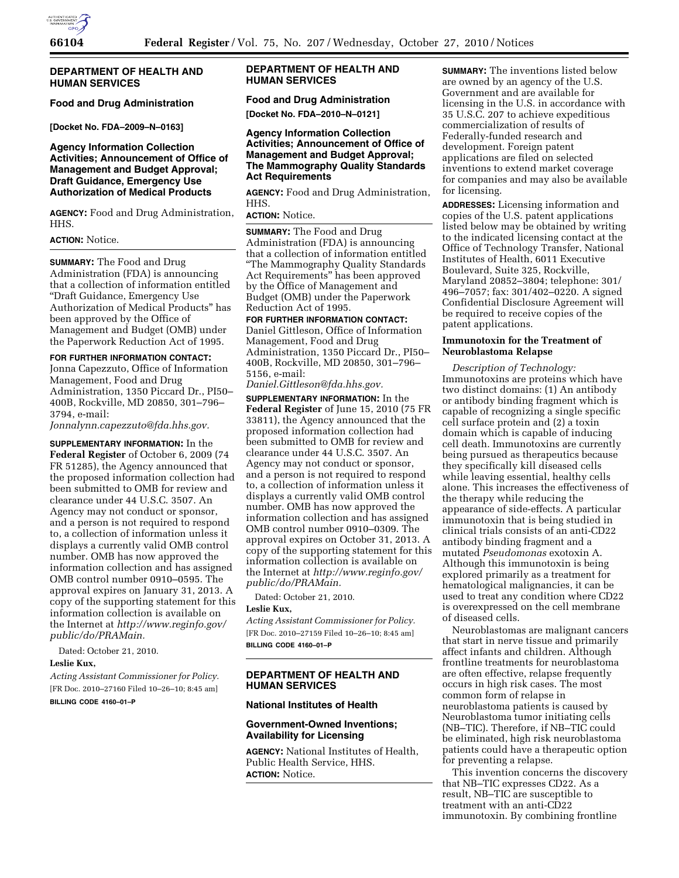## DEPARTMENT OF HEALTH AND HUMAN SERVICES

### Food and Drug Administration

**[Docket No. FDA–2009–N–0163]**

### Agency Information Collection Activities; Announcement of Office of Management and Budget Approval; Draft Guidance, Emergency Use Authorization of Medical Products

**AGENCY:** Food and Drug Administration, HHS.

**ACTION:** Notice.

**SUMMARY:** The Food and Drug Administration (FDA) is announcing that a collection of information entitled "Draft Guidance, Emergency Use Authorization of Medical Products" has been approved by the Office of Management and Budget (OMB) under the Paperwork Reduction Act of 1995.

**FOR FURTHER INFORMATION CONTACT:** Jonna Capezzuto, Office of Information Management, Food and Drug Administration, 1350 Piccard Dr., PI50–400B, Rockville, MD 20850, 301–796–3794, e-mail: *Jonnalynn.capezzuto@fda.hhs.gov.*

**SUPPLEMENTARY INFORMATION:** In the **Federal Register** of October 6, 2009 (74 FR 51285), the Agency announced that the proposed information collection had been submitted to OMB for review and clearance under 44 U.S.C. 3507. An Agency may not conduct or sponsor, and a person is not required to respond to, a collection of information unless it displays a currently valid OMB control number. OMB has now approved the information collection and has assigned OMB control number 0910–0595. The approval expires on January 31, 2013. A copy of the supporting statement for this information collection is available on the Internet at *http://www.reginfo.gov/public/do/PRAMain.*

Dated: October 21, 2010.

**Leslie Kux,**

*Acting Assistant Commissioner for Policy.*

[FR Doc. 2010–27160 Filed 10–26–10; 8:45 am]

**BILLING CODE 4160–01–P**

## DEPARTMENT OF HEALTH AND HUMAN SERVICES

### Food and Drug Administration

**[Docket No. FDA–2010–N–0121]**

### Agency Information Collection Activities; Announcement of Office of Management and Budget Approval; The Mammography Quality Standards Act Requirements

**AGENCY:** Food and Drug Administration, HHS.

**ACTION:** Notice.

**SUMMARY:** The Food and Drug Administration (FDA) is announcing that a collection of information entitled "The Mammography Quality Standards Act Requirements" has been approved by the Office of Management and Budget (OMB) under the Paperwork Reduction Act of 1995.

**FOR FURTHER INFORMATION CONTACT:** Daniel Gittleson, Office of Information Management, Food and Drug Administration, 1350 Piccard Dr., PI50–400B, Rockville, MD 20850, 301–796–5156, e-mail: *Daniel.Gittleson@fda.hhs.gov.*

**SUPPLEMENTARY INFORMATION:** In the **Federal Register** of June 15, 2010 (75 FR 33811), the Agency announced that the proposed information collection had been submitted to OMB for review and clearance under 44 U.S.C. 3507. An Agency may not conduct or sponsor, and a person is not required to respond to, a collection of information unless it displays a currently valid OMB control number. OMB has now approved the information collection and has assigned OMB control number 0910–0309. The approval expires on October 31, 2013. A copy of the supporting statement for this information collection is available on the Internet at *http://www.reginfo.gov/public/do/PRAMain.*

Dated: October 21, 2010.

**Leslie Kux,**

*Acting Assistant Commissioner for Policy.*

[FR Doc. 2010–27159 Filed 10–26–10; 8:45 am]

**BILLING CODE 4160–01–P**

## DEPARTMENT OF HEALTH AND HUMAN SERVICES

### National Institutes of Health

### Government-Owned Inventions; Availability for Licensing

**AGENCY:** National Institutes of Health, Public Health Service, HHS.

**ACTION:** Notice.

**SUMMARY:** The inventions listed below are owned by an agency of the U.S. Government and are available for licensing in the U.S. in accordance with 35 U.S.C. 207 to achieve expeditious commercialization of results of Federally-funded research and development. Foreign patent applications are filed on selected inventions to extend market coverage for companies and may also be available for licensing.

**ADDRESSES:** Licensing information and copies of the U.S. patent applications listed below may be obtained by writing to the indicated licensing contact at the Office of Technology Transfer, National Institutes of Health, 6011 Executive Boulevard, Suite 325, Rockville, Maryland 20852–3804; telephone: 301/496–7057; fax: 301/402–0220. A signed Confidential Disclosure Agreement will be required to receive copies of the patent applications.

### Immunotoxin for the Treatment of Neuroblastoma Relapse

*Description of Technology:* Immunotoxins are proteins which have two distinct domains: (1) An antibody or antibody binding fragment which is capable of recognizing a single specific cell surface protein and (2) a toxin domain which is capable of inducing cell death. Immunotoxins are currently being pursued as therapeutics because they specifically kill diseased cells while leaving essential, healthy cells alone. This increases the effectiveness of the therapy while reducing the appearance of side-effects. A particular immunotoxin that is being studied in clinical trials consists of an anti-CD22 antibody binding fragment and a mutated *Pseudomonas* exotoxin A. Although this immunotoxin is being explored primarily as a treatment for hematological malignancies, it can be used to treat any condition where CD22 is overexpressed on the cell membrane of diseased cells.

Neuroblastomas are malignant cancers that start in nerve tissue and primarily affect infants and children. Although frontline treatments for neuroblastoma are often effective, relapse frequently occurs in high risk cases. The most common form of relapse in neuroblastoma patients is caused by Neuroblastoma tumor initiating cells (NB–TIC). Therefore, if NB–TIC could be eliminated, high risk neuroblastoma patients could have a therapeutic option for preventing a relapse.

This invention concerns the discovery that NB–TIC expresses CD22. As a result, NB–TIC are susceptible to treatment with an anti-CD22 immunotoxin. By combining frontline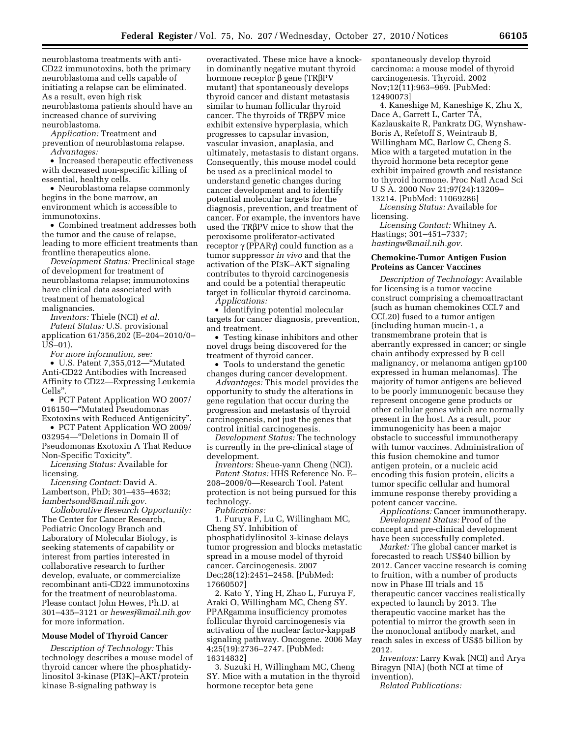neuroblastoma treatments with anti-CD22 immunotoxins, both the primary neuroblastoma and cells capable of initiating a relapse can be eliminated. As a result, even high risk neuroblastoma patients should have an increased chance of surviving neuroblastoma.

*Application:* Treatment and prevention of neuroblastoma relapse.

*Advantages:*

- Increased therapeutic effectiveness with decreased non-specific killing of essential, healthy cells.
- Neuroblastoma relapse commonly begins in the bone marrow, an environment which is accessible to immunotoxins.
- Combined treatment addresses both the tumor and the cause of relapse, leading to more efficient treatments than frontline therapeutics alone.

*Development Status:* Preclinical stage of development for treatment of neuroblastoma relapse; immunotoxins have clinical data associated with treatment of hematological malignancies.

*Inventors:* Thiele (NCI) *et al.*

*Patent Status:* U.S. provisional application 61/356,202 (E–204–2010/0–US–01).

*For more information, see:*

- U.S. Patent 7,355,012—"Mutated Anti-CD22 Antibodies with Increased Affinity to CD22—Expressing Leukemia Cells".
- PCT Patent Application WO 2007/016150—"Mutated Pseudomonas Exotoxins with Reduced Antigenicity".
- PCT Patent Application WO 2009/032954—"Deletions in Domain II of Pseudomonas Exotoxin A That Reduce Non-Specific Toxicity".

*Licensing Status:* Available for licensing.

*Licensing Contact:* David A. Lambertson, PhD; 301–435–4632; *lambertsond@mail.nih.gov.*

*Collaborative Research Opportunity:* The Center for Cancer Research, Pediatric Oncology Branch and Laboratory of Molecular Biology, is seeking statements of capability or interest from parties interested in collaborative research to further develop, evaluate, or commercialize recombinant anti-CD22 immunotoxins for the treatment of neuroblastoma. Please contact John Hewes, Ph.D. at 301–435–3121 or *hewesj@mail.nih.gov* for more information.

**Mouse Model of Thyroid Cancer**

*Description of Technology:* This technology describes a mouse model of thyroid cancer where the phosphatidylinositol 3-kinase (PI3K)–AKT/protein kinase B-signaling pathway is overactivated. These mice have a knock-in dominantly negative mutant thyroid hormone receptor β gene (TRβPV mutant) that spontaneously develops thyroid cancer and distant metastasis similar to human follicular thyroid cancer. The thyroids of TRβPV mice exhibit extensive hyperplasia, which progresses to capsular invasion, vascular invasion, anaplasia, and ultimately, metastasis to distant organs. Consequently, this mouse model could be used as a preclinical model to understand genetic changes during cancer development and to identify potential molecular targets for the diagnosis, prevention, and treatment of cancer. For example, the inventors have used the TRβPV mice to show that the peroxisome proliferator-activated receptor γ (PPARγ) could function as a tumor suppressor *in vivo* and that the activation of the PI3K–AKT signaling contributes to thyroid carcinogenesis and could be a potential therapeutic target in follicular thyroid carcinoma.

*Applications:*

- Identifying potential molecular targets for cancer diagnosis, prevention, and treatment.
- Testing kinase inhibitors and other novel drugs being discovered for the treatment of thyroid cancer.
- Tools to understand the genetic changes during cancer development.

*Advantages:* This model provides the opportunity to study the alterations in gene regulation that occur during the progression and metastasis of thyroid carcinogenesis, not just the genes that control initial carcinogenesis.

*Development Status:* The technology is currently in the pre-clinical stage of development.

*Inventors:* Sheue-yann Cheng (NCI).

*Patent Status:* HHS Reference No. E–208–2009/0—Research Tool. Patent protection is not being pursued for this technology.

*Publications:*

1. Furuya F, Lu C, Willingham MC, Cheng SY. Inhibition of phosphatidylinositol 3-kinase delays tumor progression and blocks metastatic spread in a mouse model of thyroid cancer. Carcinogenesis. 2007 Dec;28(12):2451–2458. [PubMed: 17660507]
2. Kato Y, Ying H, Zhao L, Furuya F, Araki O, Willingham MC, Cheng SY. PPARgamma insufficiency promotes follicular thyroid carcinogenesis via activation of the nuclear factor-kappaB signaling pathway. Oncogene. 2006 May 4;25(19):2736–2747. [PubMed: 16314832]
3. Suzuki H, Willingham MC, Cheng SY. Mice with a mutation in the thyroid hormone receptor beta gene spontaneously develop thyroid carcinoma: a mouse model of thyroid carcinogenesis. Thyroid. 2002 Nov;12(11):963–969. [PubMed: 12490073]
4. Kaneshige M, Kaneshige K, Zhu X, Dace A, Garrett L, Carter TA, Kazlauskaite R, Pankratz DG, Wynshaw-Boris A, Refetoff S, Weintraub B, Willingham MC, Barlow C, Cheng S. Mice with a targeted mutation in the thyroid hormone beta receptor gene exhibit impaired growth and resistance to thyroid hormone. Proc Natl Acad Sci U S A. 2000 Nov 21;97(24):13209–13214. [PubMed: 11069286]

*Licensing Status:* Available for licensing.

*Licensing Contact:* Whitney A. Hastings; 301–451–7337; *hastingw@mail.nih.gov.*

**Chemokine-Tumor Antigen Fusion Proteins as Cancer Vaccines**

*Description of Technology:* Available for licensing is a tumor vaccine construct comprising a chemoattractant (such as human chemokines CCL7 and CCL20) fused to a tumor antigen (including human mucin-1, a transmembrane protein that is aberrantly expressed in cancer; or single chain antibody expressed by B cell malignancy, or melanoma antigen gp100 expressed in human melanomas). The majority of tumor antigens are believed to be poorly immunogenic because they represent oncogene gene products or other cellular genes which are normally present in the host. As a result, poor immunogenicity has been a major obstacle to successful immunotherapy with tumor vaccines. Administration of this fusion chemokine and tumor antigen protein, or a nucleic acid encoding this fusion protein, elicits a tumor specific cellular and humoral immune response thereby providing a potent cancer vaccine.

*Applications:* Cancer immunotherapy.

*Development Status:* Proof of the concept and pre-clinical development have been successfully completed.

*Market:* The global cancer market is forecasted to reach US$40 billion by 2012. Cancer vaccine research is coming to fruition, with a number of products now in Phase III trials and 15 therapeutic cancer vaccines realistically expected to launch by 2013. The therapeutic vaccine market has the potential to mirror the growth seen in the monoclonal antibody market, and reach sales in excess of US$5 billion by 2012.

*Inventors:* Larry Kwak (NCI) and Arya Biragyn (NIA) (both NCI at time of invention).

*Related Publications:*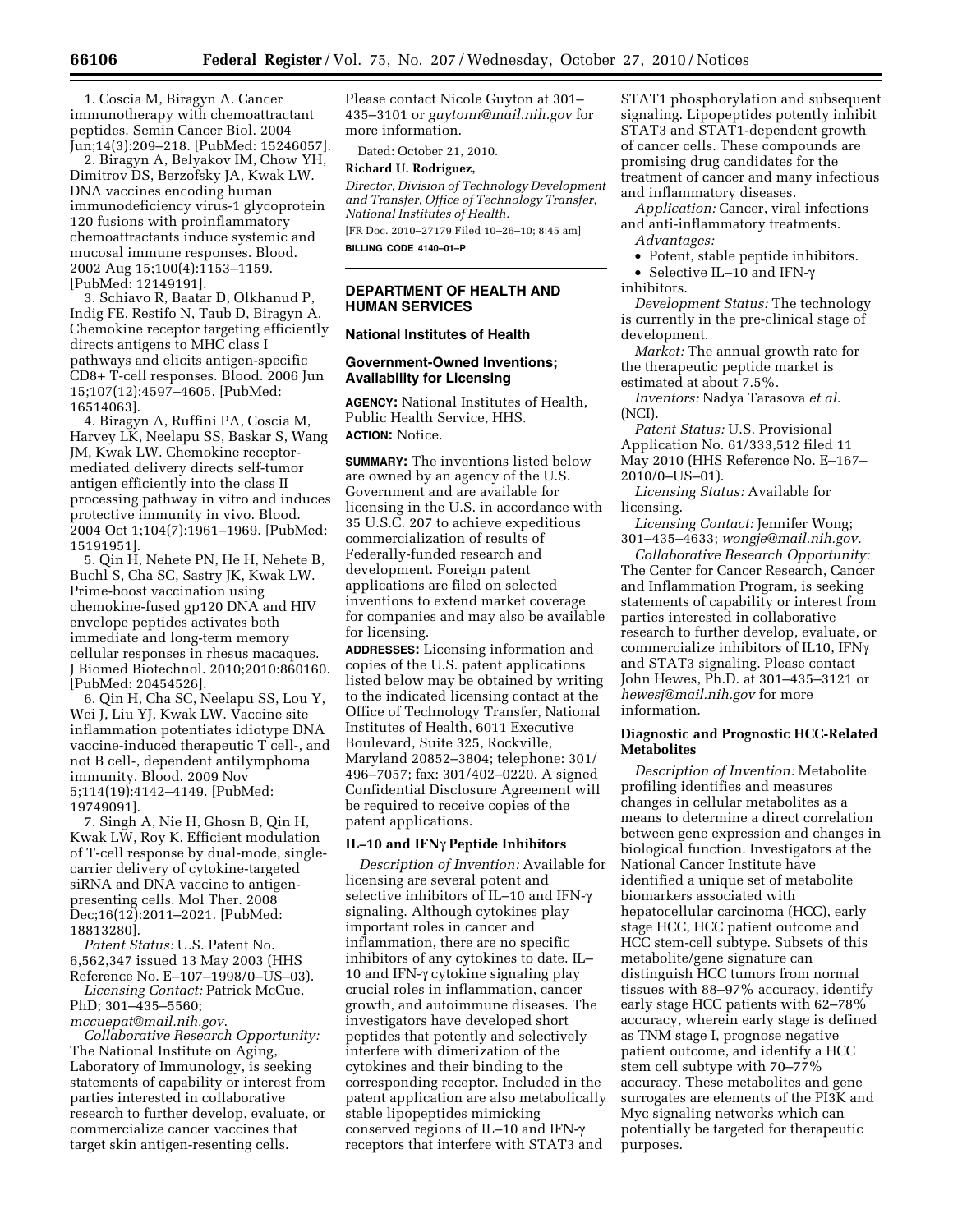1. Coscia M, Biragyn A. Cancer immunotherapy with chemoattractant peptides. Semin Cancer Biol. 2004 Jun;14(3):209–218. [PubMed: 15246057].

2. Biragyn A, Belyakov IM, Chow YH, Dimitrov DS, Berzofsky JA, Kwak LW. DNA vaccines encoding human immunodeficiency virus-1 glycoprotein 120 fusions with proinflammatory chemoattractants induce systemic and mucosal immune responses. Blood. 2002 Aug 15;100(4):1153–1159. [PubMed: 12149191].

3. Schiavo R, Baatar D, Olkhanud P, Indig FE, Restifo N, Taub D, Biragyn A. Chemokine receptor targeting efficiently directs antigens to MHC class I pathways and elicits antigen-specific CD8+ T-cell responses. Blood. 2006 Jun 15;107(12):4597–4605. [PubMed: 16514063].

4. Biragyn A, Ruffini PA, Coscia M, Harvey LK, Neelapu SS, Baskar S, Wang JM, Kwak LW. Chemokine receptor-mediated delivery directs self-tumor antigen efficiently into the class II processing pathway in vitro and induces protective immunity in vivo. Blood. 2004 Oct 1;104(7):1961–1969. [PubMed: 15191951].

5. Qin H, Nehete PN, He H, Nehete B, Buchl S, Cha SC, Sastry JK, Kwak LW. Prime-boost vaccination using chemokine-fused gp120 DNA and HIV envelope peptides activates both immediate and long-term memory cellular responses in rhesus macaques. J Biomed Biotechnol. 2010;2010:860160. [PubMed: 20454526].

6. Qin H, Cha SC, Neelapu SS, Lou Y, Wei J, Liu YJ, Kwak LW. Vaccine site inflammation potentiates idiotype DNA vaccine-induced therapeutic T cell-, and not B cell-, dependent antilymphoma immunity. Blood. 2009 Nov 5;114(19):4142–4149. [PubMed: 19749091].

7. Singh A, Nie H, Ghosn B, Qin H, Kwak LW, Roy K. Efficient modulation of T-cell response by dual-mode, single-carrier delivery of cytokine-targeted siRNA and DNA vaccine to antigen-presenting cells. Mol Ther. 2008 Dec;16(12):2011–2021. [PubMed: 18813280].

*Patent Status:* U.S. Patent No. 6,562,347 issued 13 May 2003 (HHS Reference No. E–107–1998/0–US–03).

*Licensing Contact:* Patrick McCue, PhD; 301–435–5560; *mccuepat@mail.nih.gov*.

*Collaborative Research Opportunity:* The National Institute on Aging, Laboratory of Immunology, is seeking statements of capability or interest from parties interested in collaborative research to further develop, evaluate, or commercialize cancer vaccines that target skin antigen-resenting cells. Please contact Nicole Guyton at 301–435–3101 or *guytonn@mail.nih.gov* for more information.

Dated: October 21, 2010.

**Richard U. Rodriguez,**

*Director, Division of Technology Development and Transfer, Office of Technology Transfer, National Institutes of Health.*

[FR Doc. 2010–27179 Filed 10–26–10; 8:45 am]

**BILLING CODE 4140–01–P**

## DEPARTMENT OF HEALTH AND HUMAN SERVICES

### National Institutes of Health

### Government-Owned Inventions; Availability for Licensing

**AGENCY:** National Institutes of Health, Public Health Service, HHS.

**ACTION:** Notice.

**SUMMARY:** The inventions listed below are owned by an agency of the U.S. Government and are available for licensing in the U.S. in accordance with 35 U.S.C. 207 to achieve expeditious commercialization of results of Federally-funded research and development. Foreign patent applications are filed on selected inventions to extend market coverage for companies and may also be available for licensing.

**ADDRESSES:** Licensing information and copies of the U.S. patent applications listed below may be obtained by writing to the indicated licensing contact at the Office of Technology Transfer, National Institutes of Health, 6011 Executive Boulevard, Suite 325, Rockville, Maryland 20852–3804; telephone: 301/496–7057; fax: 301/402–0220. A signed Confidential Disclosure Agreement will be required to receive copies of the patent applications.

#### IL–10 and IFNγ Peptide Inhibitors

*Description of Invention:* Available for licensing are several potent and selective inhibitors of IL–10 and IFN-γ signaling. Although cytokines play important roles in cancer and inflammation, there are no specific inhibitors of any cytokines to date. IL–10 and IFN-γ cytokine signaling play crucial roles in inflammation, cancer growth, and autoimmune diseases. The investigators have developed short peptides that potently and selectively interfere with dimerization of the cytokines and their binding to the corresponding receptor. Included in the patent application are also metabolically stable lipopeptides mimicking conserved regions of IL–10 and IFN-γ receptors that interfere with STAT3 and STAT1 phosphorylation and subsequent signaling. Lipopeptides potently inhibit STAT3 and STAT1-dependent growth of cancer cells. These compounds are promising drug candidates for the treatment of cancer and many infectious and inflammatory diseases.

*Application:* Cancer, viral infections and anti-inflammatory treatments.

*Advantages:*

- Potent, stable peptide inhibitors.
- Selective IL–10 and IFN-γ inhibitors.

*Development Status:* The technology is currently in the pre-clinical stage of development.

*Market:* The annual growth rate for the therapeutic peptide market is estimated at about 7.5%.

*Inventors:* Nadya Tarasova *et al.* (NCI).

*Patent Status:* U.S. Provisional Application No. 61/333,512 filed 11 May 2010 (HHS Reference No. E–167–2010/0–US–01).

*Licensing Status:* Available for licensing.

*Licensing Contact:* Jennifer Wong; 301–435–4633; *wongje@mail.nih.gov.*

*Collaborative Research Opportunity:* The Center for Cancer Research, Cancer and Inflammation Program, is seeking statements of capability or interest from parties interested in collaborative research to further develop, evaluate, or commercialize inhibitors of IL10, IFNγ and STAT3 signaling. Please contact John Hewes, Ph.D. at 301–435–3121 or *hewesj@mail.nih.gov* for more information.

#### Diagnostic and Prognostic HCC-Related Metabolites

*Description of Invention:* Metabolite profiling identifies and measures changes in cellular metabolites as a means to determine a direct correlation between gene expression and changes in biological function. Investigators at the National Cancer Institute have identified a unique set of metabolite biomarkers associated with hepatocellular carcinoma (HCC), early stage HCC, HCC patient outcome and HCC stem-cell subtype. Subsets of this metabolite/gene signature can distinguish HCC tumors from normal tissues with 88–97% accuracy, identify early stage HCC patients with 62–78% accuracy, wherein early stage is defined as TNM stage I, prognose negative patient outcome, and identify a HCC stem cell subtype with 70–77% accuracy. These metabolites and gene surrogates are elements of the PI3K and Myc signaling networks which can potentially be targeted for therapeutic purposes.